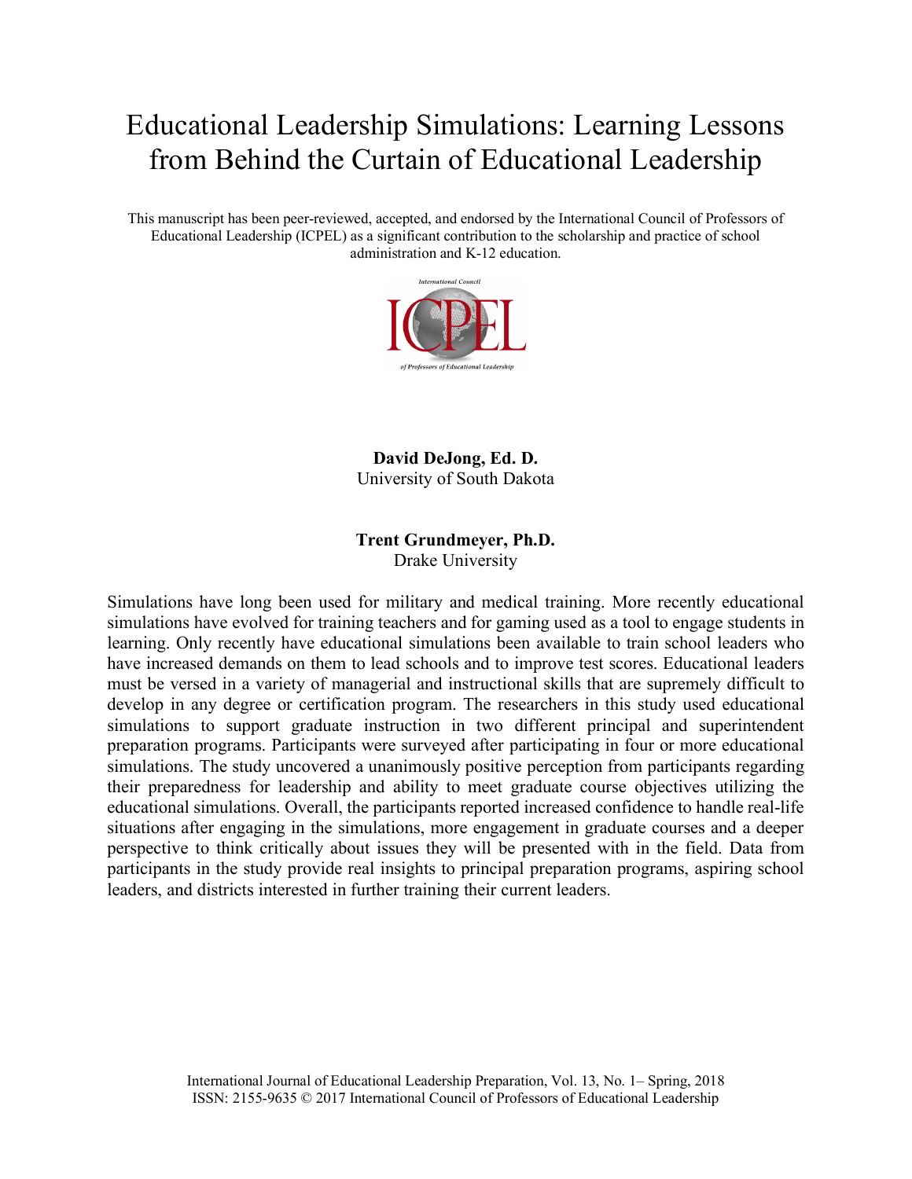# Educational Leadership Simulations: Learning Lessons from Behind the Curtain of Educational Leadership

This manuscript has been peer-reviewed, accepted, and endorsed by the International Council of Professors of Educational Leadership (ICPEL) as a significant contribution to the scholarship and practice of school administration and K-12 education.

**David DeJong, Ed. D.**
University of South Dakota

**Trent Grundmeyer, Ph.D.**
Drake University

Simulations have long been used for military and medical training. More recently educational simulations have evolved for training teachers and for gaming used as a tool to engage students in learning. Only recently have educational simulations been available to train school leaders who have increased demands on them to lead schools and to improve test scores. Educational leaders must be versed in a variety of managerial and instructional skills that are supremely difficult to develop in any degree or certification program. The researchers in this study used educational simulations to support graduate instruction in two different principal and superintendent preparation programs. Participants were surveyed after participating in four or more educational simulations. The study uncovered a unanimously positive perception from participants regarding their preparedness for leadership and ability to meet graduate course objectives utilizing the educational simulations. Overall, the participants reported increased confidence to handle real-life situations after engaging in the simulations, more engagement in graduate courses and a deeper perspective to think critically about issues they will be presented with in the field. Data from participants in the study provide real insights to principal preparation programs, aspiring school leaders, and districts interested in further training their current leaders.

International Journal of Educational Leadership Preparation, Vol. 13, No. 1– Spring, 2018
ISSN: 2155-9635 © 2017 International Council of Professors of Educational Leadership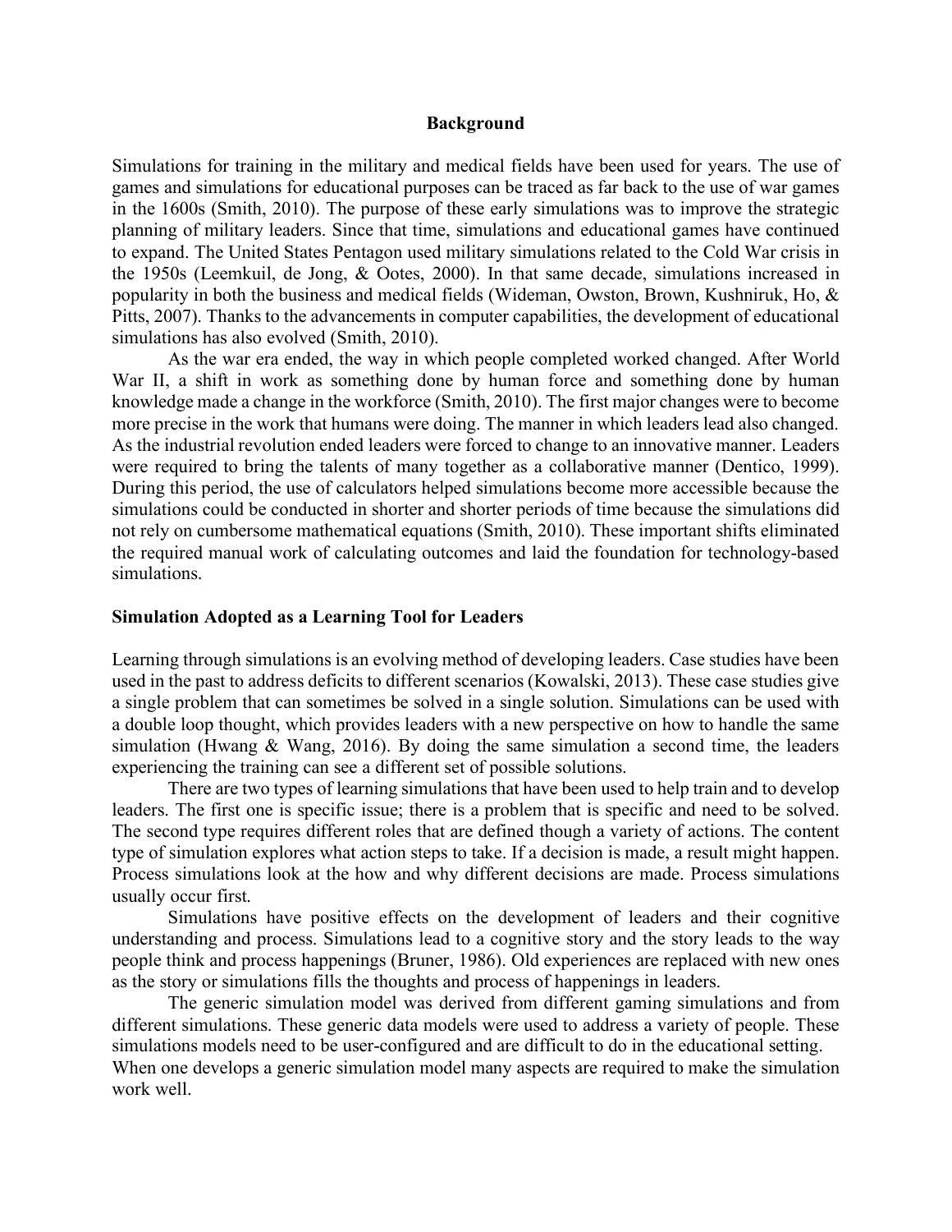## Background

Simulations for training in the military and medical fields have been used for years. The use of games and simulations for educational purposes can be traced as far back to the use of war games in the 1600s (Smith, 2010). The purpose of these early simulations was to improve the strategic planning of military leaders. Since that time, simulations and educational games have continued to expand. The United States Pentagon used military simulations related to the Cold War crisis in the 1950s (Leemkuil, de Jong, & Ootes, 2000). In that same decade, simulations increased in popularity in both the business and medical fields (Wideman, Owston, Brown, Kushniruk, Ho, & Pitts, 2007). Thanks to the advancements in computer capabilities, the development of educational simulations has also evolved (Smith, 2010).

As the war era ended, the way in which people completed worked changed. After World War II, a shift in work as something done by human force and something done by human knowledge made a change in the workforce (Smith, 2010). The first major changes were to become more precise in the work that humans were doing. The manner in which leaders lead also changed. As the industrial revolution ended leaders were forced to change to an innovative manner. Leaders were required to bring the talents of many together as a collaborative manner (Dentico, 1999). During this period, the use of calculators helped simulations become more accessible because the simulations could be conducted in shorter and shorter periods of time because the simulations did not rely on cumbersome mathematical equations (Smith, 2010). These important shifts eliminated the required manual work of calculating outcomes and laid the foundation for technology-based simulations.

### Simulation Adopted as a Learning Tool for Leaders

Learning through simulations is an evolving method of developing leaders. Case studies have been used in the past to address deficits to different scenarios (Kowalski, 2013). These case studies give a single problem that can sometimes be solved in a single solution. Simulations can be used with a double loop thought, which provides leaders with a new perspective on how to handle the same simulation (Hwang & Wang, 2016). By doing the same simulation a second time, the leaders experiencing the training can see a different set of possible solutions.

There are two types of learning simulations that have been used to help train and to develop leaders. The first one is specific issue; there is a problem that is specific and need to be solved. The second type requires different roles that are defined though a variety of actions. The content type of simulation explores what action steps to take. If a decision is made, a result might happen. Process simulations look at the how and why different decisions are made. Process simulations usually occur first.

Simulations have positive effects on the development of leaders and their cognitive understanding and process. Simulations lead to a cognitive story and the story leads to the way people think and process happenings (Bruner, 1986). Old experiences are replaced with new ones as the story or simulations fills the thoughts and process of happenings in leaders.

The generic simulation model was derived from different gaming simulations and from different simulations. These generic data models were used to address a variety of people. These simulations models need to be user-configured and are difficult to do in the educational setting. When one develops a generic simulation model many aspects are required to make the simulation work well.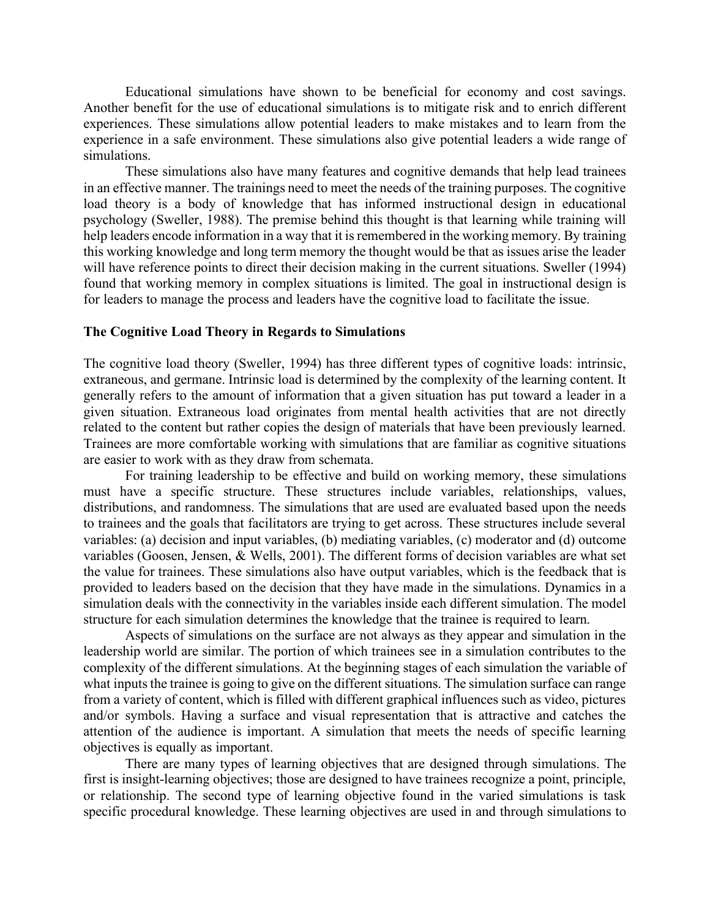Educational simulations have shown to be beneficial for economy and cost savings. Another benefit for the use of educational simulations is to mitigate risk and to enrich different experiences. These simulations allow potential leaders to make mistakes and to learn from the experience in a safe environment. These simulations also give potential leaders a wide range of simulations.

These simulations also have many features and cognitive demands that help lead trainees in an effective manner. The trainings need to meet the needs of the training purposes. The cognitive load theory is a body of knowledge that has informed instructional design in educational psychology (Sweller, 1988). The premise behind this thought is that learning while training will help leaders encode information in a way that it is remembered in the working memory. By training this working knowledge and long term memory the thought would be that as issues arise the leader will have reference points to direct their decision making in the current situations. Sweller (1994) found that working memory in complex situations is limited. The goal in instructional design is for leaders to manage the process and leaders have the cognitive load to facilitate the issue.

**The Cognitive Load Theory in Regards to Simulations**

The cognitive load theory (Sweller, 1994) has three different types of cognitive loads: intrinsic, extraneous, and germane. Intrinsic load is determined by the complexity of the learning content. It generally refers to the amount of information that a given situation has put toward a leader in a given situation. Extraneous load originates from mental health activities that are not directly related to the content but rather copies the design of materials that have been previously learned. Trainees are more comfortable working with simulations that are familiar as cognitive situations are easier to work with as they draw from schemata.

For training leadership to be effective and build on working memory, these simulations must have a specific structure. These structures include variables, relationships, values, distributions, and randomness. The simulations that are used are evaluated based upon the needs to trainees and the goals that facilitators are trying to get across. These structures include several variables: (a) decision and input variables, (b) mediating variables, (c) moderator and (d) outcome variables (Goosen, Jensen, & Wells, 2001). The different forms of decision variables are what set the value for trainees. These simulations also have output variables, which is the feedback that is provided to leaders based on the decision that they have made in the simulations. Dynamics in a simulation deals with the connectivity in the variables inside each different simulation. The model structure for each simulation determines the knowledge that the trainee is required to learn.

Aspects of simulations on the surface are not always as they appear and simulation in the leadership world are similar. The portion of which trainees see in a simulation contributes to the complexity of the different simulations. At the beginning stages of each simulation the variable of what inputs the trainee is going to give on the different situations. The simulation surface can range from a variety of content, which is filled with different graphical influences such as video, pictures and/or symbols. Having a surface and visual representation that is attractive and catches the attention of the audience is important. A simulation that meets the needs of specific learning objectives is equally as important.

There are many types of learning objectives that are designed through simulations. The first is insight-learning objectives; those are designed to have trainees recognize a point, principle, or relationship. The second type of learning objective found in the varied simulations is task specific procedural knowledge. These learning objectives are used in and through simulations to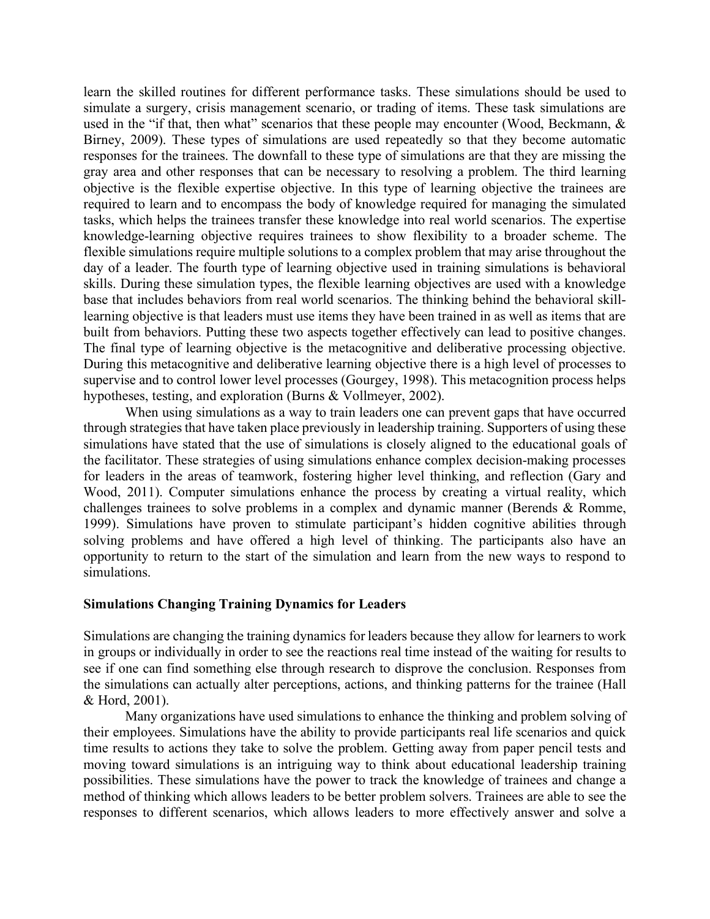learn the skilled routines for different performance tasks. These simulations should be used to simulate a surgery, crisis management scenario, or trading of items. These task simulations are used in the "if that, then what" scenarios that these people may encounter (Wood, Beckmann, & Birney, 2009). These types of simulations are used repeatedly so that they become automatic responses for the trainees. The downfall to these type of simulations are that they are missing the gray area and other responses that can be necessary to resolving a problem. The third learning objective is the flexible expertise objective. In this type of learning objective the trainees are required to learn and to encompass the body of knowledge required for managing the simulated tasks, which helps the trainees transfer these knowledge into real world scenarios. The expertise knowledge-learning objective requires trainees to show flexibility to a broader scheme. The flexible simulations require multiple solutions to a complex problem that may arise throughout the day of a leader. The fourth type of learning objective used in training simulations is behavioral skills. During these simulation types, the flexible learning objectives are used with a knowledge base that includes behaviors from real world scenarios. The thinking behind the behavioral skill-learning objective is that leaders must use items they have been trained in as well as items that are built from behaviors. Putting these two aspects together effectively can lead to positive changes. The final type of learning objective is the metacognitive and deliberative processing objective. During this metacognitive and deliberative learning objective there is a high level of processes to supervise and to control lower level processes (Gourgey, 1998). This metacognition process helps hypotheses, testing, and exploration (Burns & Vollmeyer, 2002).

When using simulations as a way to train leaders one can prevent gaps that have occurred through strategies that have taken place previously in leadership training. Supporters of using these simulations have stated that the use of simulations is closely aligned to the educational goals of the facilitator. These strategies of using simulations enhance complex decision-making processes for leaders in the areas of teamwork, fostering higher level thinking, and reflection (Gary and Wood, 2011). Computer simulations enhance the process by creating a virtual reality, which challenges trainees to solve problems in a complex and dynamic manner (Berends & Romme, 1999). Simulations have proven to stimulate participant's hidden cognitive abilities through solving problems and have offered a high level of thinking. The participants also have an opportunity to return to the start of the simulation and learn from the new ways to respond to simulations.

**Simulations Changing Training Dynamics for Leaders**

Simulations are changing the training dynamics for leaders because they allow for learners to work in groups or individually in order to see the reactions real time instead of the waiting for results to see if one can find something else through research to disprove the conclusion. Responses from the simulations can actually alter perceptions, actions, and thinking patterns for the trainee (Hall & Hord, 2001).

Many organizations have used simulations to enhance the thinking and problem solving of their employees. Simulations have the ability to provide participants real life scenarios and quick time results to actions they take to solve the problem. Getting away from paper pencil tests and moving toward simulations is an intriguing way to think about educational leadership training possibilities. These simulations have the power to track the knowledge of trainees and change a method of thinking which allows leaders to be better problem solvers. Trainees are able to see the responses to different scenarios, which allows leaders to more effectively answer and solve a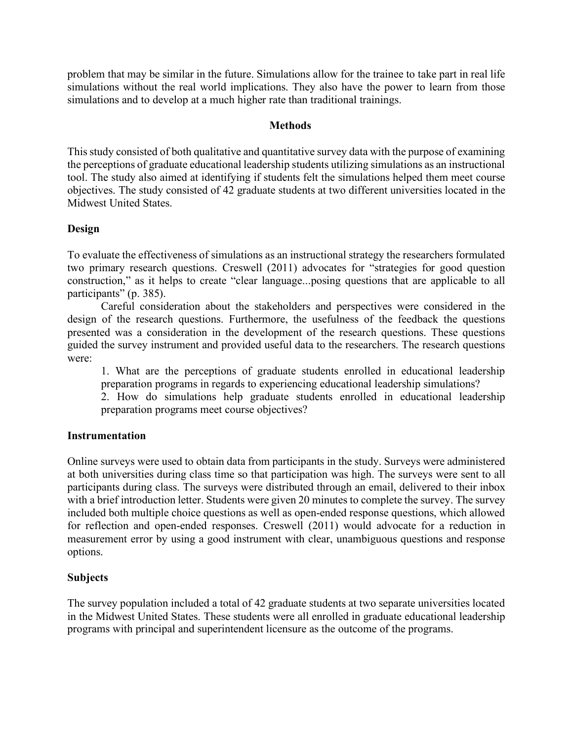problem that may be similar in the future. Simulations allow for the trainee to take part in real life simulations without the real world implications. They also have the power to learn from those simulations and to develop at a much higher rate than traditional trainings.

## Methods

This study consisted of both qualitative and quantitative survey data with the purpose of examining the perceptions of graduate educational leadership students utilizing simulations as an instructional tool. The study also aimed at identifying if students felt the simulations helped them meet course objectives. The study consisted of 42 graduate students at two different universities located in the Midwest United States.

### Design

To evaluate the effectiveness of simulations as an instructional strategy the researchers formulated two primary research questions. Creswell (2011) advocates for "strategies for good question construction," as it helps to create "clear language...posing questions that are applicable to all participants" (p. 385).

Careful consideration about the stakeholders and perspectives were considered in the design of the research questions. Furthermore, the usefulness of the feedback the questions presented was a consideration in the development of the research questions. These questions guided the survey instrument and provided useful data to the researchers. The research questions were:

1. What are the perceptions of graduate students enrolled in educational leadership preparation programs in regards to experiencing educational leadership simulations?
2. How do simulations help graduate students enrolled in educational leadership preparation programs meet course objectives?

### Instrumentation

Online surveys were used to obtain data from participants in the study. Surveys were administered at both universities during class time so that participation was high. The surveys were sent to all participants during class. The surveys were distributed through an email, delivered to their inbox with a brief introduction letter. Students were given 20 minutes to complete the survey. The survey included both multiple choice questions as well as open-ended response questions, which allowed for reflection and open-ended responses. Creswell (2011) would advocate for a reduction in measurement error by using a good instrument with clear, unambiguous questions and response options.

### Subjects

The survey population included a total of 42 graduate students at two separate universities located in the Midwest United States. These students were all enrolled in graduate educational leadership programs with principal and superintendent licensure as the outcome of the programs.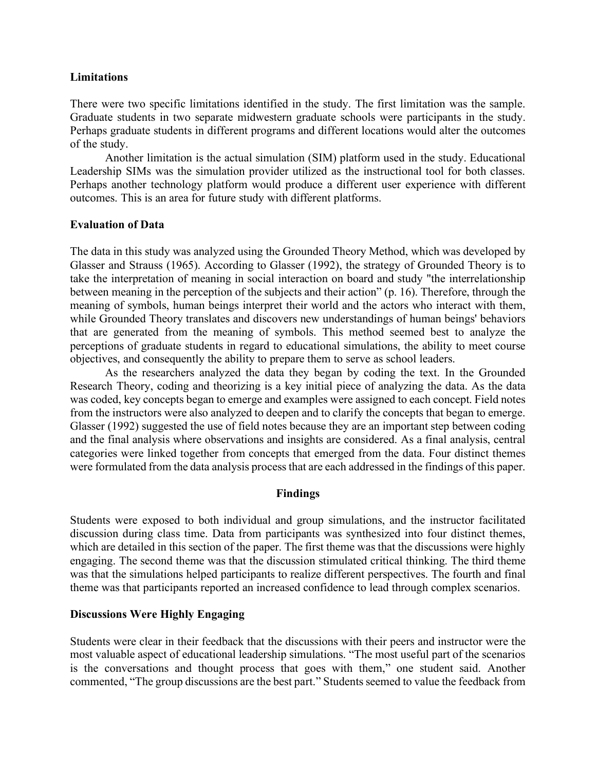## Limitations

There were two specific limitations identified in the study. The first limitation was the sample. Graduate students in two separate midwestern graduate schools were participants in the study. Perhaps graduate students in different programs and different locations would alter the outcomes of the study.

Another limitation is the actual simulation (SIM) platform used in the study. Educational Leadership SIMs was the simulation provider utilized as the instructional tool for both classes. Perhaps another technology platform would produce a different user experience with different outcomes. This is an area for future study with different platforms.

## Evaluation of Data

The data in this study was analyzed using the Grounded Theory Method, which was developed by Glasser and Strauss (1965). According to Glasser (1992), the strategy of Grounded Theory is to take the interpretation of meaning in social interaction on board and study "the interrelationship between meaning in the perception of the subjects and their action" (p. 16). Therefore, through the meaning of symbols, human beings interpret their world and the actors who interact with them, while Grounded Theory translates and discovers new understandings of human beings' behaviors that are generated from the meaning of symbols. This method seemed best to analyze the perceptions of graduate students in regard to educational simulations, the ability to meet course objectives, and consequently the ability to prepare them to serve as school leaders.

As the researchers analyzed the data they began by coding the text. In the Grounded Research Theory, coding and theorizing is a key initial piece of analyzing the data. As the data was coded, key concepts began to emerge and examples were assigned to each concept. Field notes from the instructors were also analyzed to deepen and to clarify the concepts that began to emerge. Glasser (1992) suggested the use of field notes because they are an important step between coding and the final analysis where observations and insights are considered. As a final analysis, central categories were linked together from concepts that emerged from the data. Four distinct themes were formulated from the data analysis process that are each addressed in the findings of this paper.

## Findings

Students were exposed to both individual and group simulations, and the instructor facilitated discussion during class time. Data from participants was synthesized into four distinct themes, which are detailed in this section of the paper. The first theme was that the discussions were highly engaging. The second theme was that the discussion stimulated critical thinking. The third theme was that the simulations helped participants to realize different perspectives. The fourth and final theme was that participants reported an increased confidence to lead through complex scenarios.

### Discussions Were Highly Engaging

Students were clear in their feedback that the discussions with their peers and instructor were the most valuable aspect of educational leadership simulations. "The most useful part of the scenarios is the conversations and thought process that goes with them," one student said. Another commented, "The group discussions are the best part." Students seemed to value the feedback from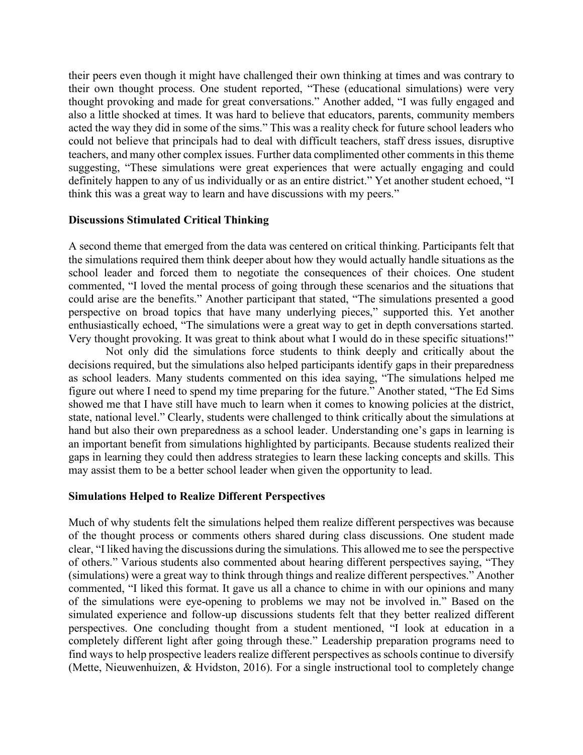their peers even though it might have challenged their own thinking at times and was contrary to their own thought process. One student reported, "These (educational simulations) were very thought provoking and made for great conversations." Another added, "I was fully engaged and also a little shocked at times. It was hard to believe that educators, parents, community members acted the way they did in some of the sims." This was a reality check for future school leaders who could not believe that principals had to deal with difficult teachers, staff dress issues, disruptive teachers, and many other complex issues. Further data complimented other comments in this theme suggesting, "These simulations were great experiences that were actually engaging and could definitely happen to any of us individually or as an entire district." Yet another student echoed, "I think this was a great way to learn and have discussions with my peers."

### Discussions Stimulated Critical Thinking

A second theme that emerged from the data was centered on critical thinking. Participants felt that the simulations required them think deeper about how they would actually handle situations as the school leader and forced them to negotiate the consequences of their choices. One student commented, "I loved the mental process of going through these scenarios and the situations that could arise are the benefits." Another participant that stated, "The simulations presented a good perspective on broad topics that have many underlying pieces," supported this. Yet another enthusiastically echoed, "The simulations were a great way to get in depth conversations started. Very thought provoking. It was great to think about what I would do in these specific situations!"

Not only did the simulations force students to think deeply and critically about the decisions required, but the simulations also helped participants identify gaps in their preparedness as school leaders. Many students commented on this idea saying, "The simulations helped me figure out where I need to spend my time preparing for the future." Another stated, "The Ed Sims showed me that I have still have much to learn when it comes to knowing policies at the district, state, national level." Clearly, students were challenged to think critically about the simulations at hand but also their own preparedness as a school leader. Understanding one's gaps in learning is an important benefit from simulations highlighted by participants. Because students realized their gaps in learning they could then address strategies to learn these lacking concepts and skills. This may assist them to be a better school leader when given the opportunity to lead.

### Simulations Helped to Realize Different Perspectives

Much of why students felt the simulations helped them realize different perspectives was because of the thought process or comments others shared during class discussions. One student made clear, "I liked having the discussions during the simulations. This allowed me to see the perspective of others." Various students also commented about hearing different perspectives saying, "They (simulations) were a great way to think through things and realize different perspectives." Another commented, "I liked this format. It gave us all a chance to chime in with our opinions and many of the simulations were eye-opening to problems we may not be involved in." Based on the simulated experience and follow-up discussions students felt that they better realized different perspectives. One concluding thought from a student mentioned, "I look at education in a completely different light after going through these." Leadership preparation programs need to find ways to help prospective leaders realize different perspectives as schools continue to diversify (Mette, Nieuwenhuizen, & Hvidston, 2016). For a single instructional tool to completely change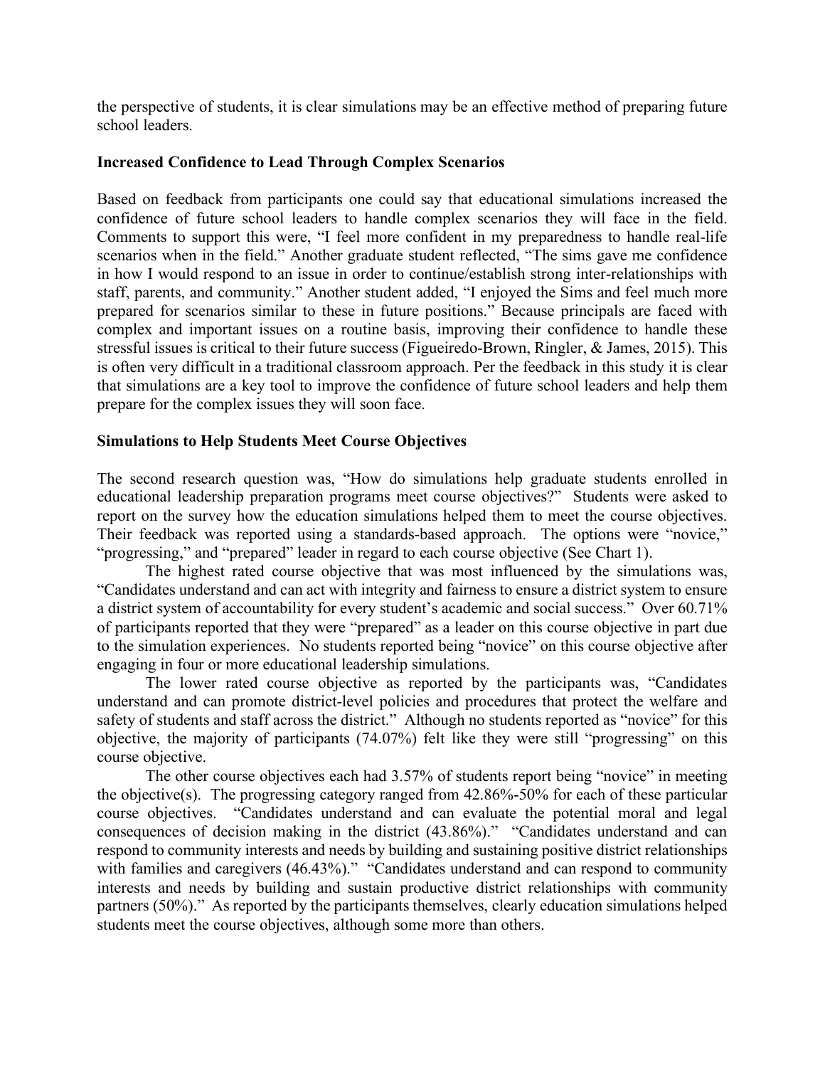the perspective of students, it is clear simulations may be an effective method of preparing future school leaders.

### Increased Confidence to Lead Through Complex Scenarios

Based on feedback from participants one could say that educational simulations increased the confidence of future school leaders to handle complex scenarios they will face in the field. Comments to support this were, "I feel more confident in my preparedness to handle real-life scenarios when in the field." Another graduate student reflected, "The sims gave me confidence in how I would respond to an issue in order to continue/establish strong inter-relationships with staff, parents, and community." Another student added, "I enjoyed the Sims and feel much more prepared for scenarios similar to these in future positions." Because principals are faced with complex and important issues on a routine basis, improving their confidence to handle these stressful issues is critical to their future success (Figueiredo-Brown, Ringler, & James, 2015). This is often very difficult in a traditional classroom approach. Per the feedback in this study it is clear that simulations are a key tool to improve the confidence of future school leaders and help them prepare for the complex issues they will soon face.

### Simulations to Help Students Meet Course Objectives

The second research question was, "How do simulations help graduate students enrolled in educational leadership preparation programs meet course objectives?" Students were asked to report on the survey how the education simulations helped them to meet the course objectives. Their feedback was reported using a standards-based approach. The options were "novice," "progressing," and "prepared" leader in regard to each course objective (See Chart 1).

The highest rated course objective that was most influenced by the simulations was, "Candidates understand and can act with integrity and fairness to ensure a district system to ensure a district system of accountability for every student's academic and social success." Over 60.71% of participants reported that they were "prepared" as a leader on this course objective in part due to the simulation experiences. No students reported being "novice" on this course objective after engaging in four or more educational leadership simulations.

The lower rated course objective as reported by the participants was, "Candidates understand and can promote district-level policies and procedures that protect the welfare and safety of students and staff across the district." Although no students reported as "novice" for this objective, the majority of participants (74.07%) felt like they were still "progressing" on this course objective.

The other course objectives each had 3.57% of students report being "novice" in meeting the objective(s). The progressing category ranged from 42.86%-50% for each of these particular course objectives. "Candidates understand and can evaluate the potential moral and legal consequences of decision making in the district (43.86%)." "Candidates understand and can respond to community interests and needs by building and sustaining positive district relationships with families and caregivers (46.43%)." "Candidates understand and can respond to community interests and needs by building and sustain productive district relationships with community partners (50%)." As reported by the participants themselves, clearly education simulations helped students meet the course objectives, although some more than others.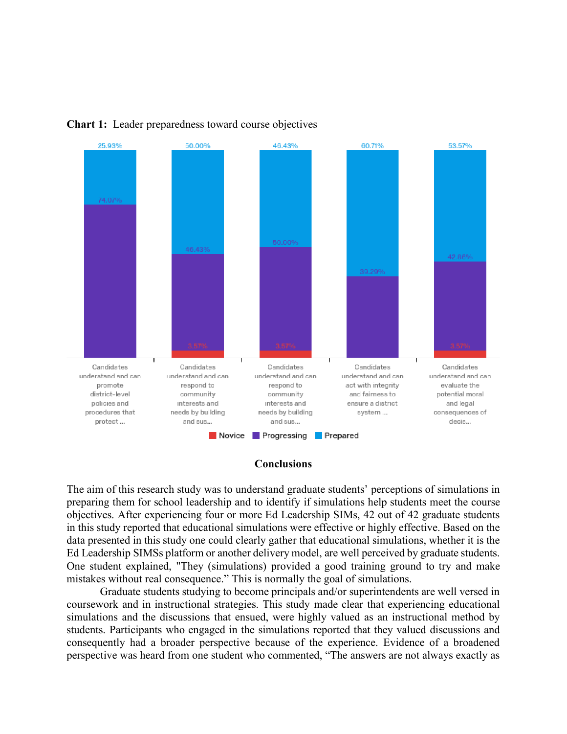**Chart 1:** Leader preparedness toward course objectives

| Course objective | Novice | Progressing | Prepared |
|---|---|---|---|
| Candidates understand and can promote district-level policies and procedures that protect ... | | 74.07% | 25.93% |
| Candidates understand and can respond to community interests and needs by building and sus... | 3.57% | 46.43% | 50.00% |
| Candidates understand and can respond to community interests and needs by building and sus... | 3.57% | 50.00% | 46.43% |
| Candidates understand and can act with integrity and fairness to ensure a district system ... | | 39.29% | 60.71% |
| Candidates understand and can evaluate the potential moral and legal consequences of decis... | 3.57% | 42.86% | 53.57% |

## Conclusions

The aim of this research study was to understand graduate students' perceptions of simulations in preparing them for school leadership and to identify if simulations help students meet the course objectives. After experiencing four or more Ed Leadership SIMs, 42 out of 42 graduate students in this study reported that educational simulations were effective or highly effective. Based on the data presented in this study one could clearly gather that educational simulations, whether it is the Ed Leadership SIMSs platform or another delivery model, are well perceived by graduate students. One student explained, "They (simulations) provided a good training ground to try and make mistakes without real consequence." This is normally the goal of simulations.

Graduate students studying to become principals and/or superintendents are well versed in coursework and in instructional strategies. This study made clear that experiencing educational simulations and the discussions that ensued, were highly valued as an instructional method by students. Participants who engaged in the simulations reported that they valued discussions and consequently had a broader perspective because of the experience. Evidence of a broadened perspective was heard from one student who commented, "The answers are not always exactly as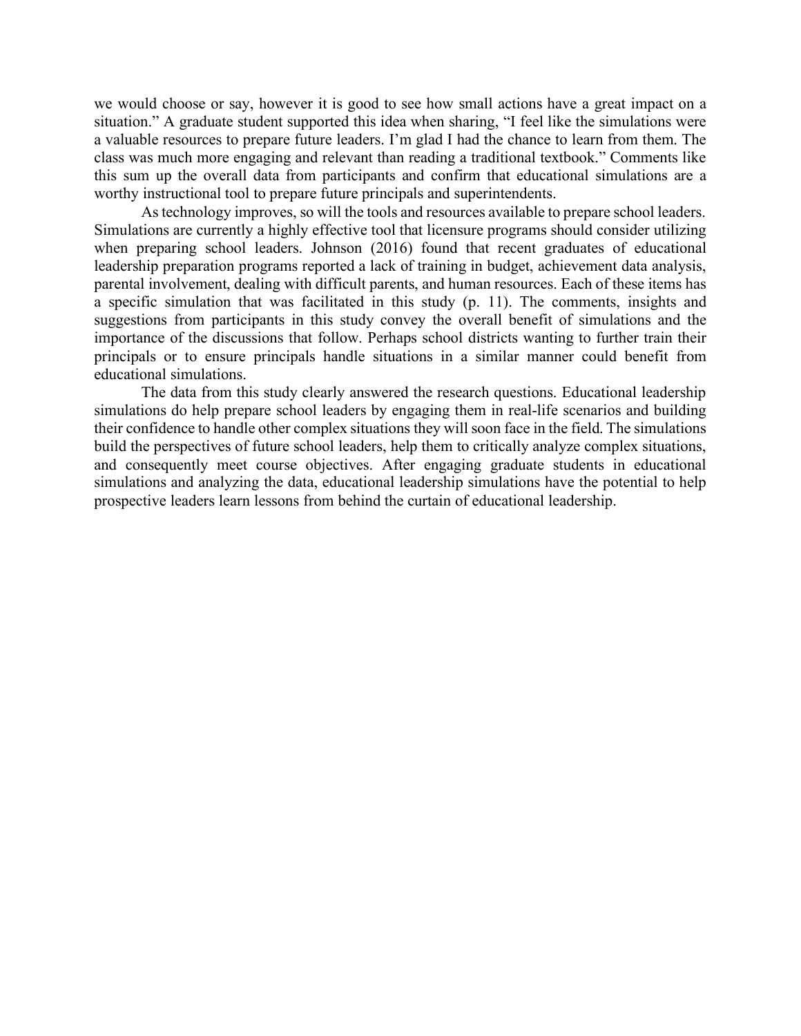we would choose or say, however it is good to see how small actions have a great impact on a situation." A graduate student supported this idea when sharing, "I feel like the simulations were a valuable resources to prepare future leaders. I'm glad I had the chance to learn from them. The class was much more engaging and relevant than reading a traditional textbook." Comments like this sum up the overall data from participants and confirm that educational simulations are a worthy instructional tool to prepare future principals and superintendents.

As technology improves, so will the tools and resources available to prepare school leaders. Simulations are currently a highly effective tool that licensure programs should consider utilizing when preparing school leaders. Johnson (2016) found that recent graduates of educational leadership preparation programs reported a lack of training in budget, achievement data analysis, parental involvement, dealing with difficult parents, and human resources. Each of these items has a specific simulation that was facilitated in this study (p. 11). The comments, insights and suggestions from participants in this study convey the overall benefit of simulations and the importance of the discussions that follow. Perhaps school districts wanting to further train their principals or to ensure principals handle situations in a similar manner could benefit from educational simulations.

The data from this study clearly answered the research questions. Educational leadership simulations do help prepare school leaders by engaging them in real-life scenarios and building their confidence to handle other complex situations they will soon face in the field. The simulations build the perspectives of future school leaders, help them to critically analyze complex situations, and consequently meet course objectives. After engaging graduate students in educational simulations and analyzing the data, educational leadership simulations have the potential to help prospective leaders learn lessons from behind the curtain of educational leadership.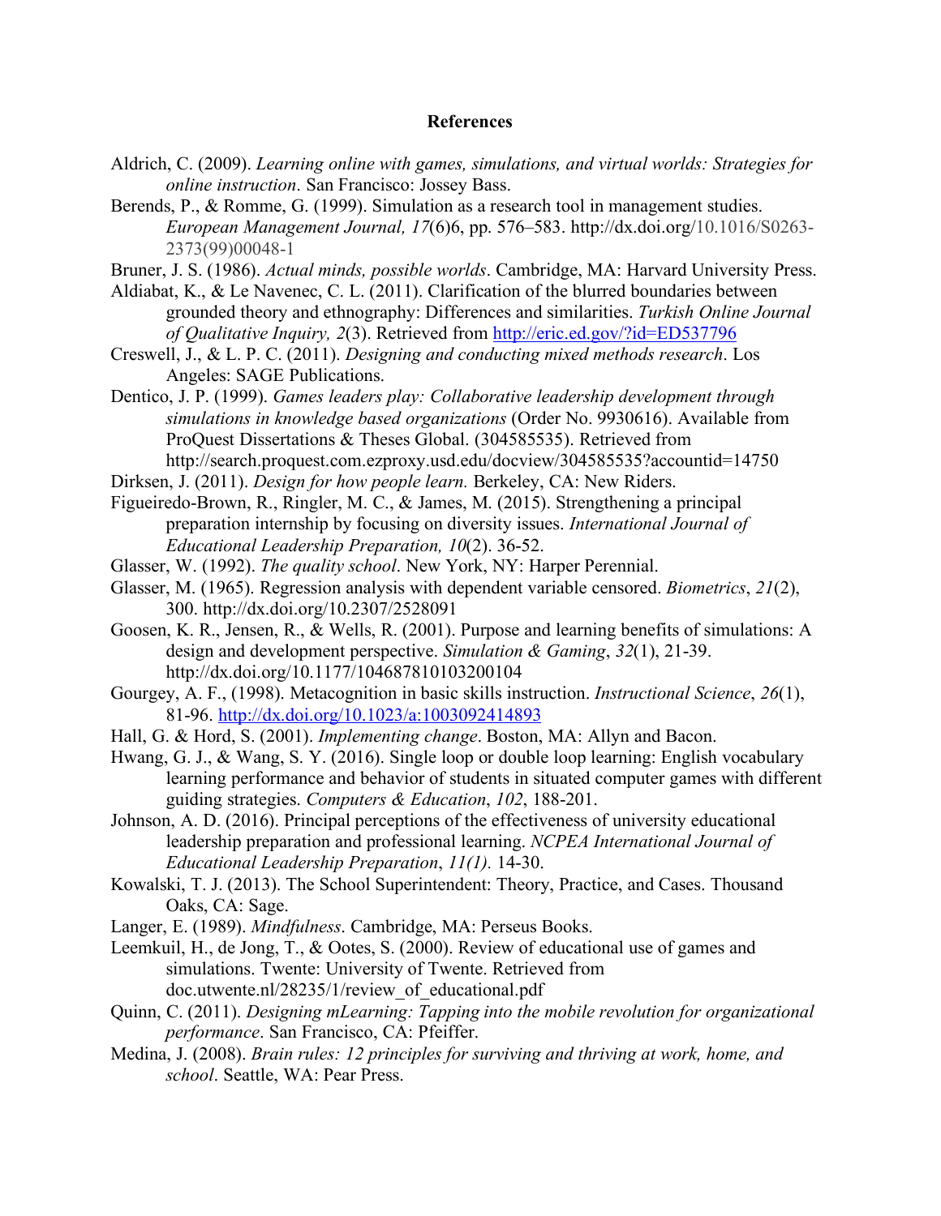## References

Aldrich, C. (2009). *Learning online with games, simulations, and virtual worlds: Strategies for online instruction*. San Francisco: Jossey Bass.

Berends, P., & Romme, G. (1999). Simulation as a research tool in management studies. *European Management Journal, 17*(6)6, pp. 576–583. http://dx.doi.org/10.1016/S0263-2373(99)00048-1

Bruner, J. S. (1986). *Actual minds, possible worlds*. Cambridge, MA: Harvard University Press.

Aldiabat, K., & Le Navenec, C. L. (2011). Clarification of the blurred boundaries between grounded theory and ethnography: Differences and similarities. *Turkish Online Journal of Qualitative Inquiry, 2*(3). Retrieved from http://eric.ed.gov/?id=ED537796

Creswell, J., & L. P. C. (2011). *Designing and conducting mixed methods research*. Los Angeles: SAGE Publications.

Dentico, J. P. (1999). *Games leaders play: Collaborative leadership development through simulations in knowledge based organizations* (Order No. 9930616). Available from ProQuest Dissertations & Theses Global. (304585535). Retrieved from http://search.proquest.com.ezproxy.usd.edu/docview/304585535?accountid=14750

Dirksen, J. (2011). *Design for how people learn.* Berkeley, CA: New Riders.

Figueiredo-Brown, R., Ringler, M. C., & James, M. (2015). Strengthening a principal preparation internship by focusing on diversity issues. *International Journal of Educational Leadership Preparation, 10*(2). 36-52.

Glasser, W. (1992). *The quality school*. New York, NY: Harper Perennial.

Glasser, M. (1965). Regression analysis with dependent variable censored. *Biometrics*, *21*(2), 300. http://dx.doi.org/10.2307/2528091

Goosen, K. R., Jensen, R., & Wells, R. (2001). Purpose and learning benefits of simulations: A design and development perspective. *Simulation & Gaming*, *32*(1), 21-39. http://dx.doi.org/10.1177/104687810103200104

Gourgey, A. F., (1998). Metacognition in basic skills instruction. *Instructional Science*, *26*(1), 81-96. http://dx.doi.org/10.1023/a:1003092414893

Hall, G. & Hord, S. (2001). *Implementing change*. Boston, MA: Allyn and Bacon.

Hwang, G. J., & Wang, S. Y. (2016). Single loop or double loop learning: English vocabulary learning performance and behavior of students in situated computer games with different guiding strategies. *Computers & Education*, *102*, 188-201.

Johnson, A. D. (2016). Principal perceptions of the effectiveness of university educational leadership preparation and professional learning. *NCPEA International Journal of Educational Leadership Preparation*, *11(1).* 14-30.

Kowalski, T. J. (2013). The School Superintendent: Theory, Practice, and Cases. Thousand Oaks, CA: Sage.

Langer, E. (1989). *Mindfulness*. Cambridge, MA: Perseus Books.

Leemkuil, H., de Jong, T., & Ootes, S. (2000). Review of educational use of games and simulations. Twente: University of Twente. Retrieved from doc.utwente.nl/28235/1/review_of_educational.pdf

Quinn, C. (2011). *Designing mLearning: Tapping into the mobile revolution for organizational performance*. San Francisco, CA: Pfeiffer.

Medina, J. (2008). *Brain rules: 12 principles for surviving and thriving at work, home, and school*. Seattle, WA: Pear Press.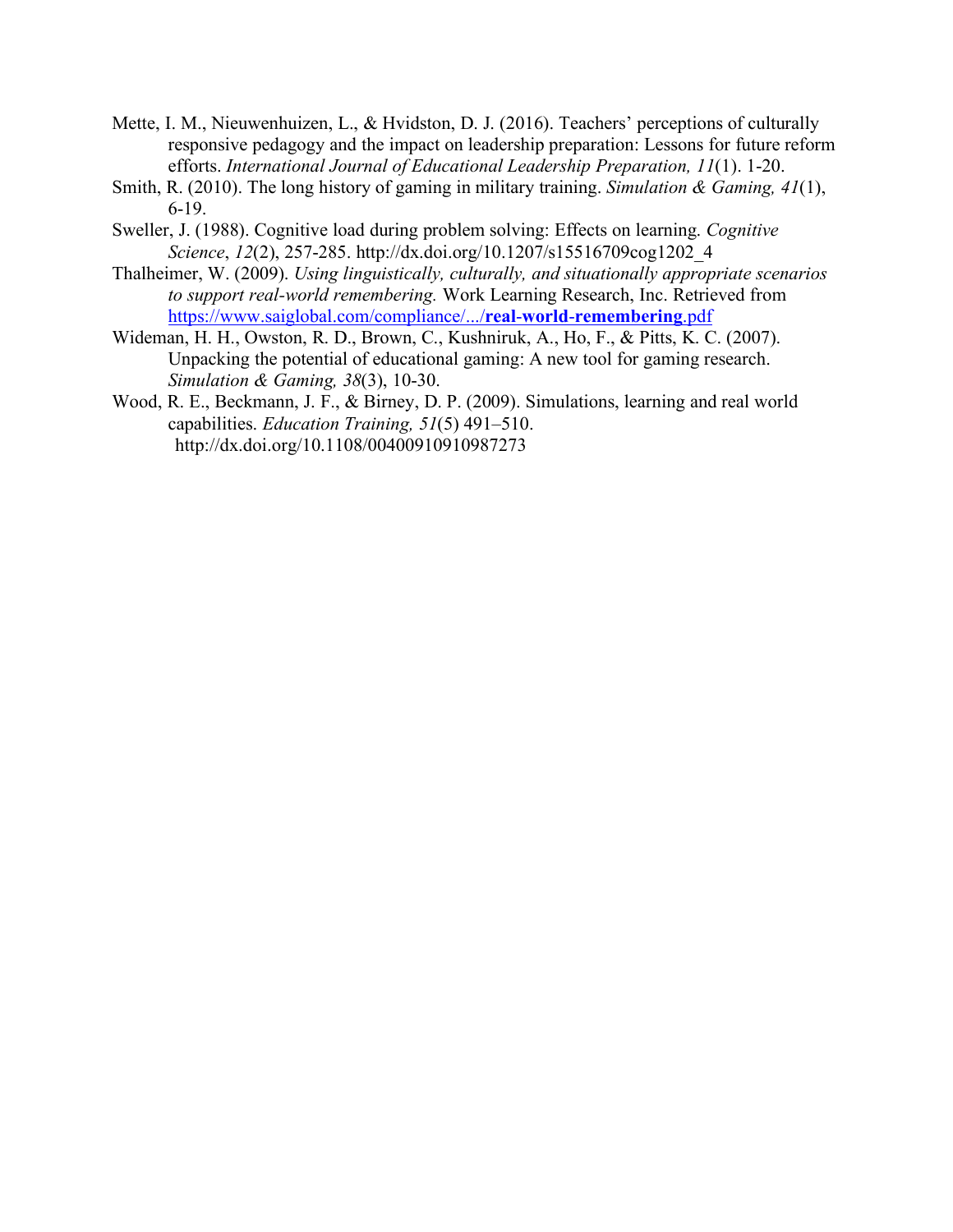Mette, I. M., Nieuwenhuizen, L., & Hvidston, D. J. (2016). Teachers' perceptions of culturally responsive pedagogy and the impact on leadership preparation: Lessons for future reform efforts. *International Journal of Educational Leadership Preparation, 11*(1). 1-20.

Smith, R. (2010). The long history of gaming in military training. *Simulation & Gaming, 41*(1), 6-19.

Sweller, J. (1988). Cognitive load during problem solving: Effects on learning. *Cognitive Science*, *12*(2), 257-285. http://dx.doi.org/10.1207/s15516709cog1202_4

Thalheimer, W. (2009). *Using linguistically, culturally, and situationally appropriate scenarios to support real-world remembering.* Work Learning Research, Inc. Retrieved from https://www.saiglobal.com/compliance/.../**real-world-remembering**.pdf

Wideman, H. H., Owston, R. D., Brown, C., Kushniruk, A., Ho, F., & Pitts, K. C. (2007). Unpacking the potential of educational gaming: A new tool for gaming research. *Simulation & Gaming, 38*(3), 10-30.

Wood, R. E., Beckmann, J. F., & Birney, D. P. (2009). Simulations, learning and real world capabilities. *Education Training, 51*(5) 491–510. http://dx.doi.org/10.1108/00400910910987273